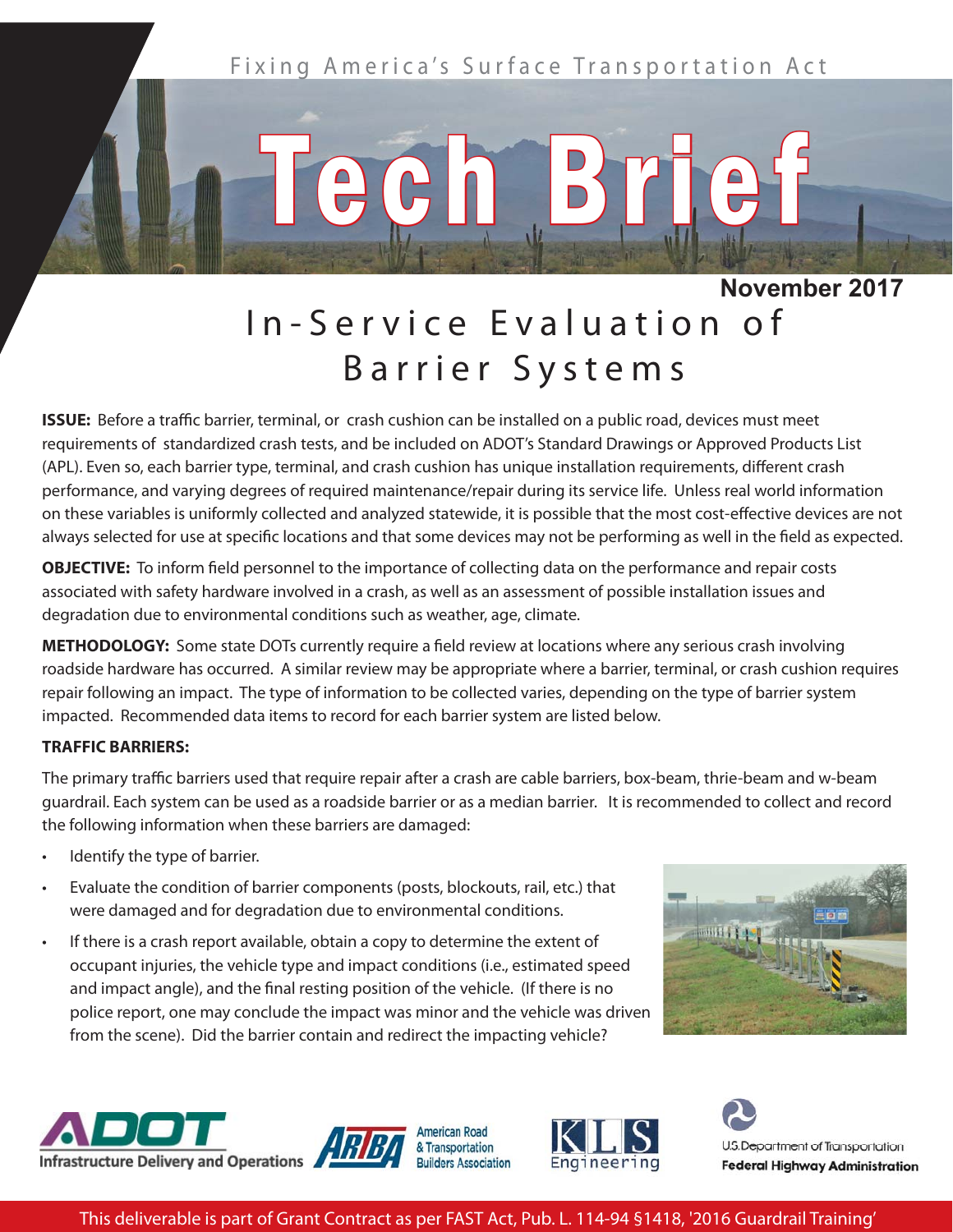Fixing America's Surface Transportation Act

# Tech Brief

**November 2017**

## In-Service Evaluation of Barrier Systems

**ISSUE:** Before a traffic barrier, terminal, or crash cushion can be installed on a public road, devices must meet requirements of standardized crash tests, and be included on ADOT's Standard Drawings or Approved Products List (APL). Even so, each barrier type, terminal, and crash cushion has unique installation requirements, different crash performance, and varying degrees of required maintenance/repair during its service life. Unless real world information on these variables is uniformly collected and analyzed statewide, it is possible that the most cost-effective devices are not always selected for use at specific locations and that some devices may not be performing as well in the field as expected.

**OBJECTIVE:** To inform field personnel to the importance of collecting data on the performance and repair costs associated with safety hardware involved in a crash, as well as an assessment of possible installation issues and degradation due to environmental conditions such as weather, age, climate.

**METHODOLOGY:** Some state DOTs currently require a field review at locations where any serious crash involving roadside hardware has occurred. A similar review may be appropriate where a barrier, terminal, or crash cushion requires repair following an impact. The type of information to be collected varies, depending on the type of barrier system impacted. Recommended data items to record for each barrier system are listed below.

**TRAFFIC BARRIERS:**

The primary traffic barriers used that require repair after a crash are cable barriers, box-beam, thrie-beam and w-beam guardrail. Each system can be used as a roadside barrier or as a median barrier. It is recommended to collect and record the following information when these barriers are damaged:

- Identify the type of barrier.
- Evaluate the condition of barrier components (posts, blockouts, rail, etc.) that were damaged and for degradation due to environmental conditions.
- If there is a crash report available, obtain a copy to determine the extent of occupant injuries, the vehicle type and impact conditions (i.e., estimated speed and impact angle), and the final resting position of the vehicle. (If there is no police report, one may conclude the impact was minor and the vehicle was driven from the scene). Did the barrier contain and redirect the impacting vehicle?

ADOT Infrastructure Delivery and Operations | ARTBA American Road & Transportation Builders Association | KLS Engineering | U.S. Department of Transportation Federal Highway Administration

This deliverable is part of Grant Contract as per FAST Act, Pub. L. 114-94 §1418, '2016 Guardrail Training'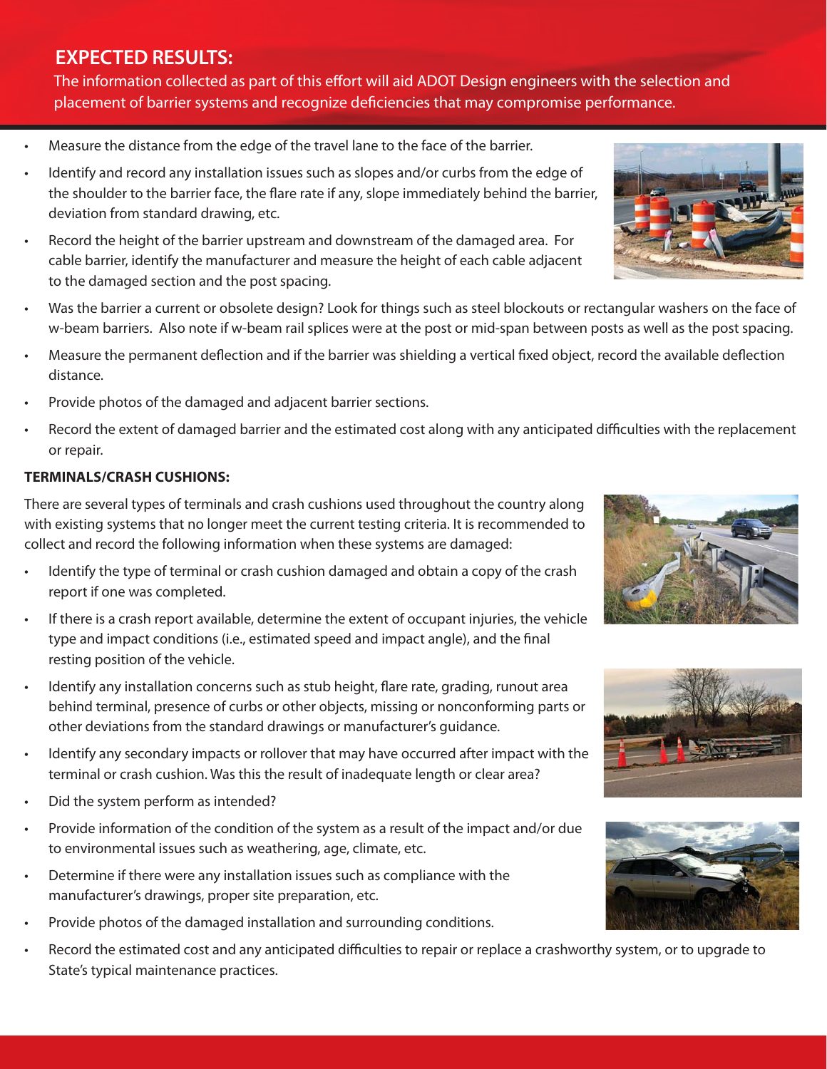## EXPECTED RESULTS:

The information collected as part of this effort will aid ADOT Design engineers with the selection and placement of barrier systems and recognize deficiencies that may compromise performance.

- Measure the distance from the edge of the travel lane to the face of the barrier.
- Identify and record any installation issues such as slopes and/or curbs from the edge of the shoulder to the barrier face, the flare rate if any, slope immediately behind the barrier, deviation from standard drawing, etc.
- Record the height of the barrier upstream and downstream of the damaged area. For cable barrier, identify the manufacturer and measure the height of each cable adjacent to the damaged section and the post spacing.
- Was the barrier a current or obsolete design? Look for things such as steel blockouts or rectangular washers on the face of w-beam barriers. Also note if w-beam rail splices were at the post or mid-span between posts as well as the post spacing.
- Measure the permanent deflection and if the barrier was shielding a vertical fixed object, record the available deflection distance.
- Provide photos of the damaged and adjacent barrier sections.
- Record the extent of damaged barrier and the estimated cost along with any anticipated difficulties with the replacement or repair.

**TERMINALS/CRASH CUSHIONS:**

There are several types of terminals and crash cushions used throughout the country along with existing systems that no longer meet the current testing criteria. It is recommended to collect and record the following information when these systems are damaged:

- Identify the type of terminal or crash cushion damaged and obtain a copy of the crash report if one was completed.
- If there is a crash report available, determine the extent of occupant injuries, the vehicle type and impact conditions (i.e., estimated speed and impact angle), and the final resting position of the vehicle.
- Identify any installation concerns such as stub height, flare rate, grading, runout area behind terminal, presence of curbs or other objects, missing or nonconforming parts or other deviations from the standard drawings or manufacturer's guidance.
- Identify any secondary impacts or rollover that may have occurred after impact with the terminal or crash cushion. Was this the result of inadequate length or clear area?
- Did the system perform as intended?
- Provide information of the condition of the system as a result of the impact and/or due to environmental issues such as weathering, age, climate, etc.
- Determine if there were any installation issues such as compliance with the manufacturer's drawings, proper site preparation, etc.
- Provide photos of the damaged installation and surrounding conditions.
- Record the estimated cost and any anticipated difficulties to repair or replace a crashworthy system, or to upgrade to State's typical maintenance practices.